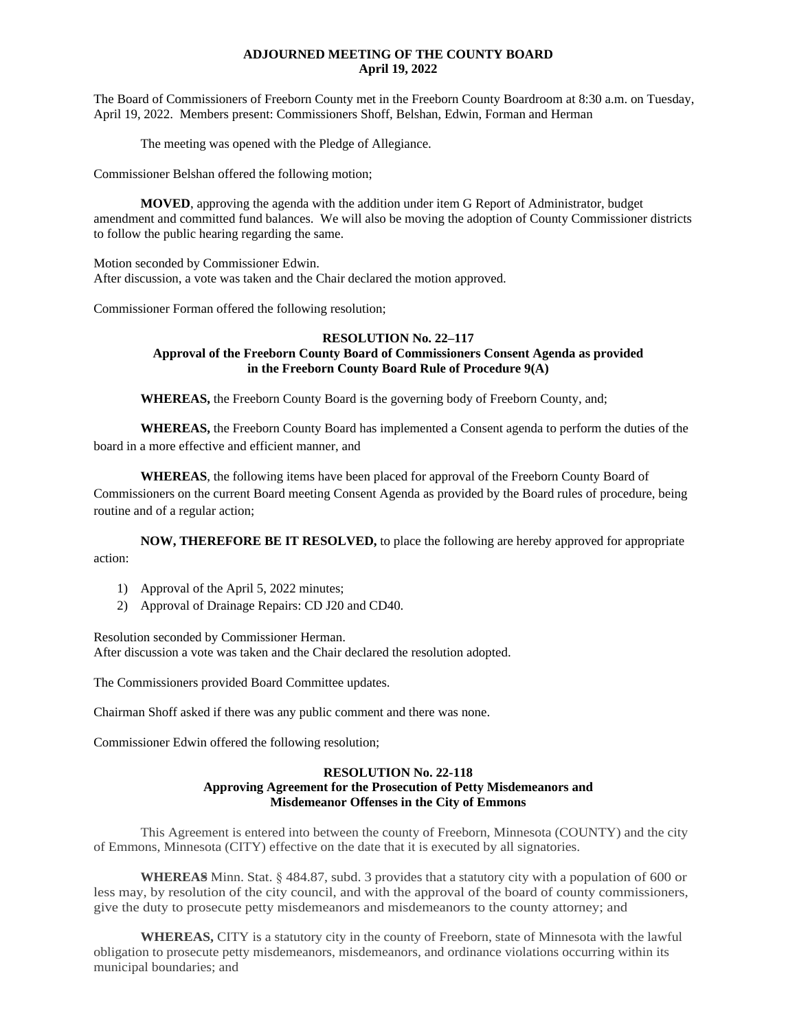**ADJOURNED MEETING OF THE COUNTY BOARD**
**April 19, 2022**

The Board of Commissioners of Freeborn County met in the Freeborn County Boardroom at 8:30 a.m. on Tuesday, April 19, 2022. Members present: Commissioners Shoff, Belshan, Edwin, Forman and Herman

The meeting was opened with the Pledge of Allegiance.

Commissioner Belshan offered the following motion;

**MOVED**, approving the agenda with the addition under item G Report of Administrator, budget amendment and committed fund balances. We will also be moving the adoption of County Commissioner districts to follow the public hearing regarding the same.

Motion seconded by Commissioner Edwin.
After discussion, a vote was taken and the Chair declared the motion approved.

Commissioner Forman offered the following resolution;

**RESOLUTION No. 22–117**
**Approval of the Freeborn County Board of Commissioners Consent Agenda as provided in the Freeborn County Board Rule of Procedure 9(A)**

**WHEREAS,** the Freeborn County Board is the governing body of Freeborn County, and;

**WHEREAS,** the Freeborn County Board has implemented a Consent agenda to perform the duties of the board in a more effective and efficient manner, and

**WHEREAS**, the following items have been placed for approval of the Freeborn County Board of Commissioners on the current Board meeting Consent Agenda as provided by the Board rules of procedure, being routine and of a regular action;

**NOW, THEREFORE BE IT RESOLVED,** to place the following are hereby approved for appropriate action:

1) Approval of the April 5, 2022 minutes;
2) Approval of Drainage Repairs: CD J20 and CD40.

Resolution seconded by Commissioner Herman.
After discussion a vote was taken and the Chair declared the resolution adopted.

The Commissioners provided Board Committee updates.

Chairman Shoff asked if there was any public comment and there was none.

Commissioner Edwin offered the following resolution;

**RESOLUTION No. 22-118**
**Approving Agreement for the Prosecution of Petty Misdemeanors and Misdemeanor Offenses in the City of Emmons**

This Agreement is entered into between the county of Freeborn, Minnesota (COUNTY) and the city of Emmons, Minnesota (CITY) effective on the date that it is executed by all signatories.

**WHEREAS** Minn. Stat. § 484.87, subd. 3 provides that a statutory city with a population of 600 or less may, by resolution of the city council, and with the approval of the board of county commissioners, give the duty to prosecute petty misdemeanors and misdemeanors to the county attorney; and

**WHEREAS,** CITY is a statutory city in the county of Freeborn, state of Minnesota with the lawful obligation to prosecute petty misdemeanors, misdemeanors, and ordinance violations occurring within its municipal boundaries; and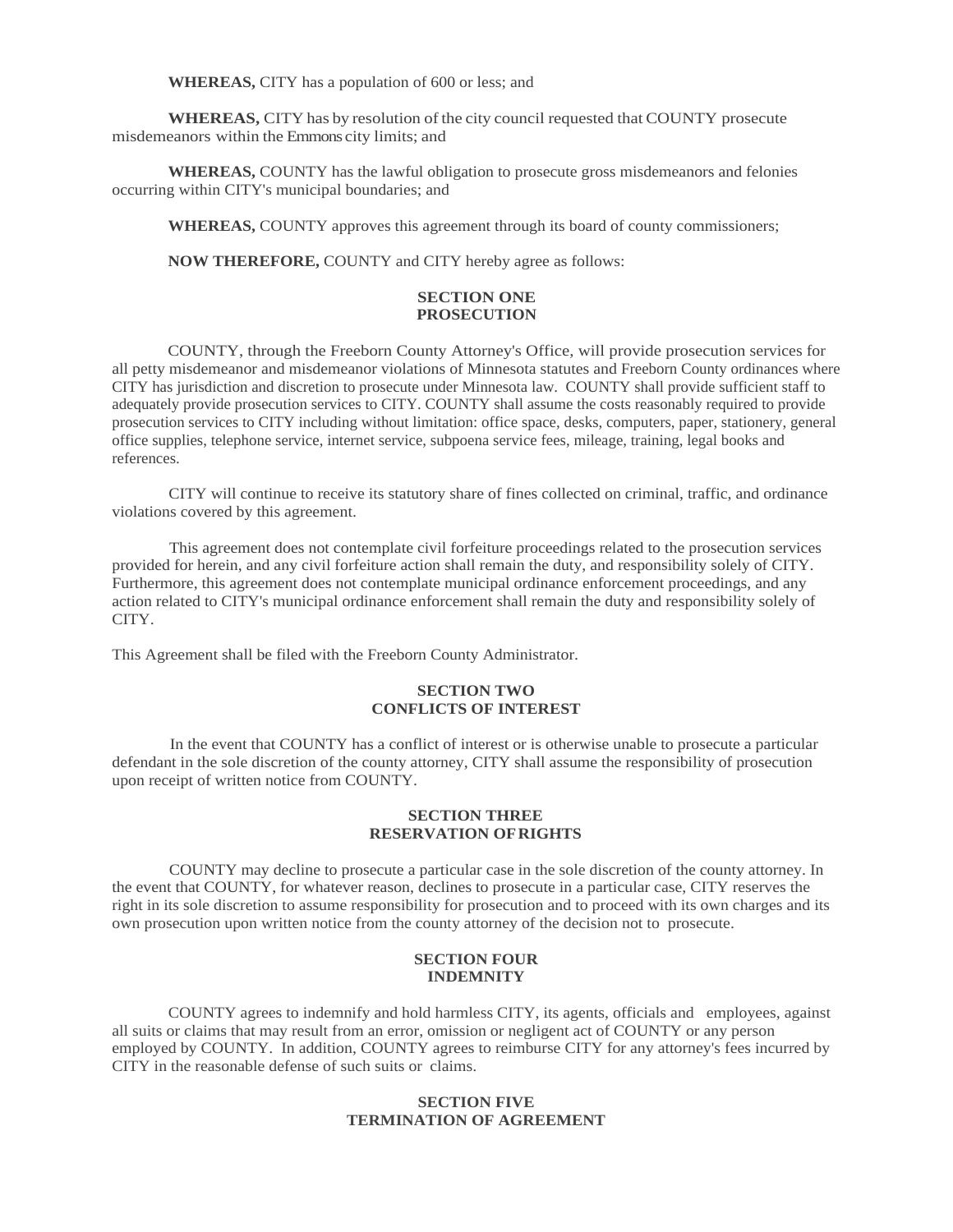**WHEREAS,** CITY has a population of 600 or less; and

**WHEREAS,** CITY has by resolution of the city council requested that COUNTY prosecute misdemeanors within the Emmons city limits; and

**WHEREAS,** COUNTY has the lawful obligation to prosecute gross misdemeanors and felonies occurring within CITY's municipal boundaries; and

**WHEREAS,** COUNTY approves this agreement through its board of county commissioners;

**NOW THEREFORE,** COUNTY and CITY hereby agree as follows:

## SECTION ONE
## PROSECUTION

COUNTY, through the Freeborn County Attorney's Office, will provide prosecution services for all petty misdemeanor and misdemeanor violations of Minnesota statutes and Freeborn County ordinances where CITY has jurisdiction and discretion to prosecute under Minnesota law. COUNTY shall provide sufficient staff to adequately provide prosecution services to CITY. COUNTY shall assume the costs reasonably required to provide prosecution services to CITY including without limitation: office space, desks, computers, paper, stationery, general office supplies, telephone service, internet service, subpoena service fees, mileage, training, legal books and references.

CITY will continue to receive its statutory share of fines collected on criminal, traffic, and ordinance violations covered by this agreement.

This agreement does not contemplate civil forfeiture proceedings related to the prosecution services provided for herein, and any civil forfeiture action shall remain the duty, and responsibility solely of CITY. Furthermore, this agreement does not contemplate municipal ordinance enforcement proceedings, and any action related to CITY's municipal ordinance enforcement shall remain the duty and responsibility solely of CITY.

This Agreement shall be filed with the Freeborn County Administrator.

## SECTION TWO
## CONFLICTS OF INTEREST

In the event that COUNTY has a conflict of interest or is otherwise unable to prosecute a particular defendant in the sole discretion of the county attorney, CITY shall assume the responsibility of prosecution upon receipt of written notice from COUNTY.

## SECTION THREE
## RESERVATION OF RIGHTS

COUNTY may decline to prosecute a particular case in the sole discretion of the county attorney. In the event that COUNTY, for whatever reason, declines to prosecute in a particular case, CITY reserves the right in its sole discretion to assume responsibility for prosecution and to proceed with its own charges and its own prosecution upon written notice from the county attorney of the decision not to prosecute.

## SECTION FOUR
## INDEMNITY

COUNTY agrees to indemnify and hold harmless CITY, its agents, officials and employees, against all suits or claims that may result from an error, omission or negligent act of COUNTY or any person employed by COUNTY. In addition, COUNTY agrees to reimburse CITY for any attorney's fees incurred by CITY in the reasonable defense of such suits or claims.

## SECTION FIVE
## TERMINATION OF AGREEMENT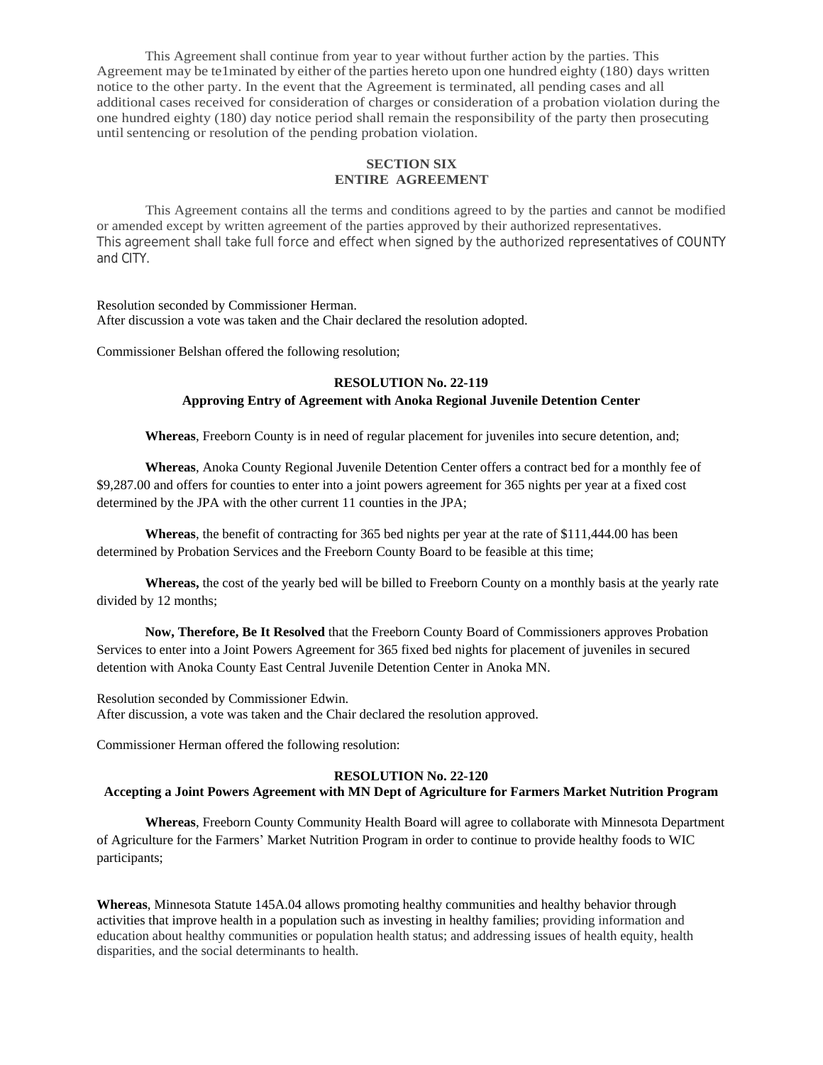This Agreement shall continue from year to year without further action by the parties. This Agreement may be te1minated by either of the parties hereto upon one hundred eighty (180) days written notice to the other party. In the event that the Agreement is terminated, all pending cases and all additional cases received for consideration of charges or consideration of a probation violation during the one hundred eighty (180) day notice period shall remain the responsibility of the party then prosecuting until sentencing or resolution of the pending probation violation.

**SECTION SIX**
**ENTIRE AGREEMENT**

This Agreement contains all the terms and conditions agreed to by the parties and cannot be modified or amended except by written agreement of the parties approved by their authorized representatives. This agreement shall take full force and effect when signed by the authorized representatives of COUNTY and CITY.

Resolution seconded by Commissioner Herman.
After discussion a vote was taken and the Chair declared the resolution adopted.

Commissioner Belshan offered the following resolution;

**RESOLUTION No. 22-119**
**Approving Entry of Agreement with Anoka Regional Juvenile Detention Center**

**Whereas**, Freeborn County is in need of regular placement for juveniles into secure detention, and;

**Whereas**, Anoka County Regional Juvenile Detention Center offers a contract bed for a monthly fee of $9,287.00 and offers for counties to enter into a joint powers agreement for 365 nights per year at a fixed cost determined by the JPA with the other current 11 counties in the JPA;

**Whereas**, the benefit of contracting for 365 bed nights per year at the rate of $111,444.00 has been determined by Probation Services and the Freeborn County Board to be feasible at this time;

**Whereas,** the cost of the yearly bed will be billed to Freeborn County on a monthly basis at the yearly rate divided by 12 months;

**Now, Therefore, Be It Resolved** that the Freeborn County Board of Commissioners approves Probation Services to enter into a Joint Powers Agreement for 365 fixed bed nights for placement of juveniles in secured detention with Anoka County East Central Juvenile Detention Center in Anoka MN.

Resolution seconded by Commissioner Edwin.
After discussion, a vote was taken and the Chair declared the resolution approved.

Commissioner Herman offered the following resolution:

**RESOLUTION No. 22-120**
**Accepting a Joint Powers Agreement with MN Dept of Agriculture for Farmers Market Nutrition Program**

**Whereas**, Freeborn County Community Health Board will agree to collaborate with Minnesota Department of Agriculture for the Farmers' Market Nutrition Program in order to continue to provide healthy foods to WIC participants;

**Whereas**, Minnesota Statute 145A.04 allows promoting healthy communities and healthy behavior through activities that improve health in a population such as investing in healthy families; providing information and education about healthy communities or population health status; and addressing issues of health equity, health disparities, and the social determinants to health.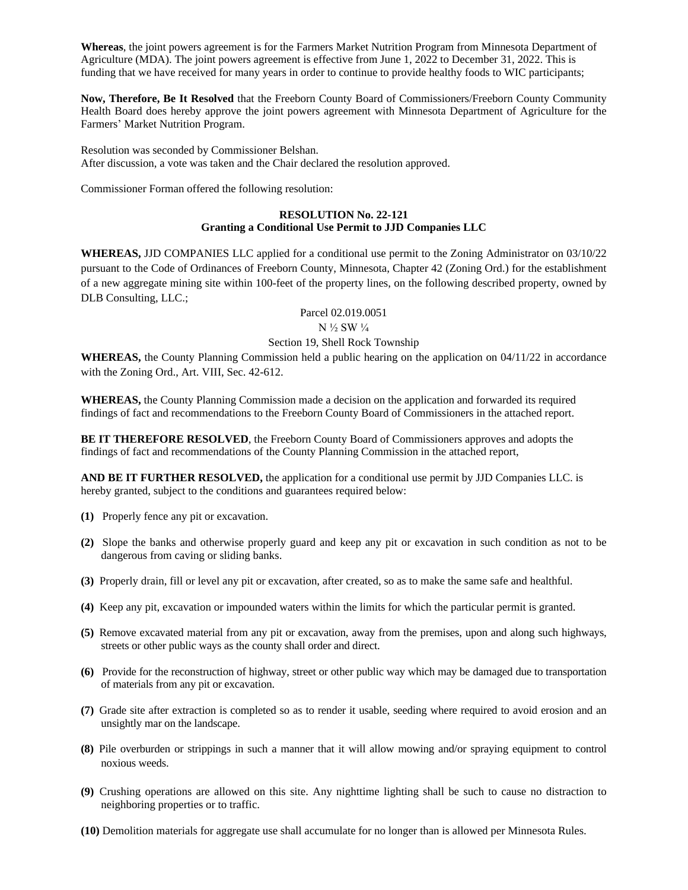**Whereas**, the joint powers agreement is for the Farmers Market Nutrition Program from Minnesota Department of Agriculture (MDA). The joint powers agreement is effective from June 1, 2022 to December 31, 2022. This is funding that we have received for many years in order to continue to provide healthy foods to WIC participants;

**Now, Therefore, Be It Resolved** that the Freeborn County Board of Commissioners/Freeborn County Community Health Board does hereby approve the joint powers agreement with Minnesota Department of Agriculture for the Farmers' Market Nutrition Program.

Resolution was seconded by Commissioner Belshan.
After discussion, a vote was taken and the Chair declared the resolution approved.

Commissioner Forman offered the following resolution:

**RESOLUTION No. 22-121**
**Granting a Conditional Use Permit to JJD Companies LLC**

**WHEREAS,** JJD COMPANIES LLC applied for a conditional use permit to the Zoning Administrator on 03/10/22 pursuant to the Code of Ordinances of Freeborn County, Minnesota, Chapter 42 (Zoning Ord.) for the establishment of a new aggregate mining site within 100-feet of the property lines, on the following described property, owned by DLB Consulting, LLC.;

Parcel 02.019.0051
N ½ SW ¼
Section 19, Shell Rock Township

**WHEREAS,** the County Planning Commission held a public hearing on the application on 04/11/22 in accordance with the Zoning Ord., Art. VIII, Sec. 42-612.

**WHEREAS,** the County Planning Commission made a decision on the application and forwarded its required findings of fact and recommendations to the Freeborn County Board of Commissioners in the attached report.

**BE IT THEREFORE RESOLVED**, the Freeborn County Board of Commissioners approves and adopts the findings of fact and recommendations of the County Planning Commission in the attached report,

**AND BE IT FURTHER RESOLVED,** the application for a conditional use permit by JJD Companies LLC. is hereby granted, subject to the conditions and guarantees required below:

**(1)** Properly fence any pit or excavation.

**(2)** Slope the banks and otherwise properly guard and keep any pit or excavation in such condition as not to be dangerous from caving or sliding banks.

**(3)** Properly drain, fill or level any pit or excavation, after created, so as to make the same safe and healthful.

**(4)** Keep any pit, excavation or impounded waters within the limits for which the particular permit is granted.

**(5)** Remove excavated material from any pit or excavation, away from the premises, upon and along such highways, streets or other public ways as the county shall order and direct.

**(6)** Provide for the reconstruction of highway, street or other public way which may be damaged due to transportation of materials from any pit or excavation.

**(7)** Grade site after extraction is completed so as to render it usable, seeding where required to avoid erosion and an unsightly mar on the landscape.

**(8)** Pile overburden or strippings in such a manner that it will allow mowing and/or spraying equipment to control noxious weeds.

**(9)** Crushing operations are allowed on this site. Any nighttime lighting shall be such to cause no distraction to neighboring properties or to traffic.

**(10)** Demolition materials for aggregate use shall accumulate for no longer than is allowed per Minnesota Rules.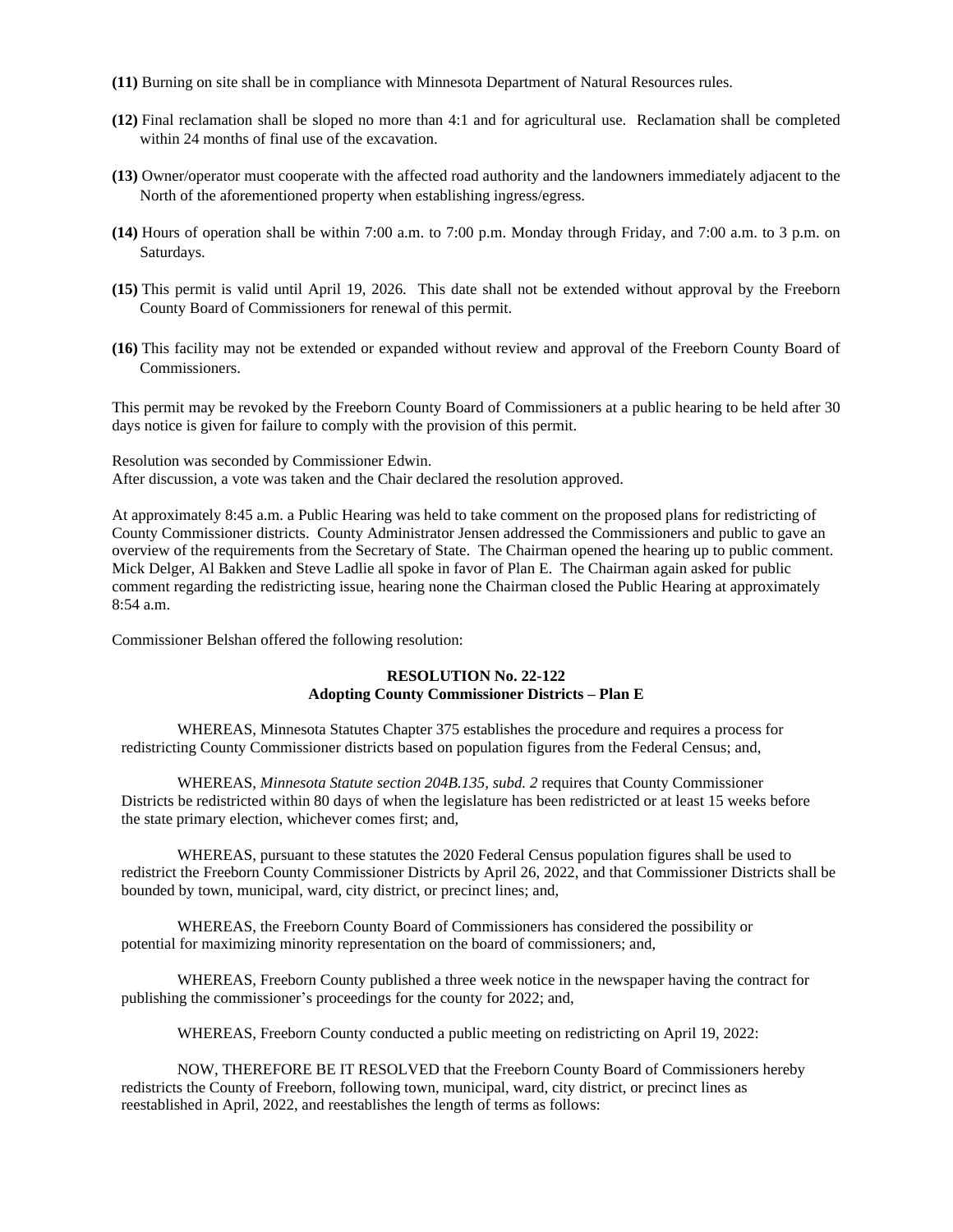**(11)** Burning on site shall be in compliance with Minnesota Department of Natural Resources rules.

**(12)** Final reclamation shall be sloped no more than 4:1 and for agricultural use. Reclamation shall be completed within 24 months of final use of the excavation.

**(13)** Owner/operator must cooperate with the affected road authority and the landowners immediately adjacent to the North of the aforementioned property when establishing ingress/egress.

**(14)** Hours of operation shall be within 7:00 a.m. to 7:00 p.m. Monday through Friday, and 7:00 a.m. to 3 p.m. on Saturdays.

**(15)** This permit is valid until April 19, 2026. This date shall not be extended without approval by the Freeborn County Board of Commissioners for renewal of this permit.

**(16)** This facility may not be extended or expanded without review and approval of the Freeborn County Board of Commissioners.

This permit may be revoked by the Freeborn County Board of Commissioners at a public hearing to be held after 30 days notice is given for failure to comply with the provision of this permit.

Resolution was seconded by Commissioner Edwin.
After discussion, a vote was taken and the Chair declared the resolution approved.

At approximately 8:45 a.m. a Public Hearing was held to take comment on the proposed plans for redistricting of County Commissioner districts. County Administrator Jensen addressed the Commissioners and public to gave an overview of the requirements from the Secretary of State. The Chairman opened the hearing up to public comment. Mick Delger, Al Bakken and Steve Ladlie all spoke in favor of Plan E. The Chairman again asked for public comment regarding the redistricting issue, hearing none the Chairman closed the Public Hearing at approximately 8:54 a.m.

Commissioner Belshan offered the following resolution:

**RESOLUTION No. 22-122**
**Adopting County Commissioner Districts – Plan E**

WHEREAS, Minnesota Statutes Chapter 375 establishes the procedure and requires a process for redistricting County Commissioner districts based on population figures from the Federal Census; and,

WHEREAS, *Minnesota Statute section 204B.135, subd. 2* requires that County Commissioner Districts be redistricted within 80 days of when the legislature has been redistricted or at least 15 weeks before the state primary election, whichever comes first; and,

WHEREAS, pursuant to these statutes the 2020 Federal Census population figures shall be used to redistrict the Freeborn County Commissioner Districts by April 26, 2022, and that Commissioner Districts shall be bounded by town, municipal, ward, city district, or precinct lines; and,

WHEREAS, the Freeborn County Board of Commissioners has considered the possibility or potential for maximizing minority representation on the board of commissioners; and,

WHEREAS, Freeborn County published a three week notice in the newspaper having the contract for publishing the commissioner's proceedings for the county for 2022; and,

WHEREAS, Freeborn County conducted a public meeting on redistricting on April 19, 2022:

NOW, THEREFORE BE IT RESOLVED that the Freeborn County Board of Commissioners hereby redistricts the County of Freeborn, following town, municipal, ward, city district, or precinct lines as reestablished in April, 2022, and reestablishes the length of terms as follows: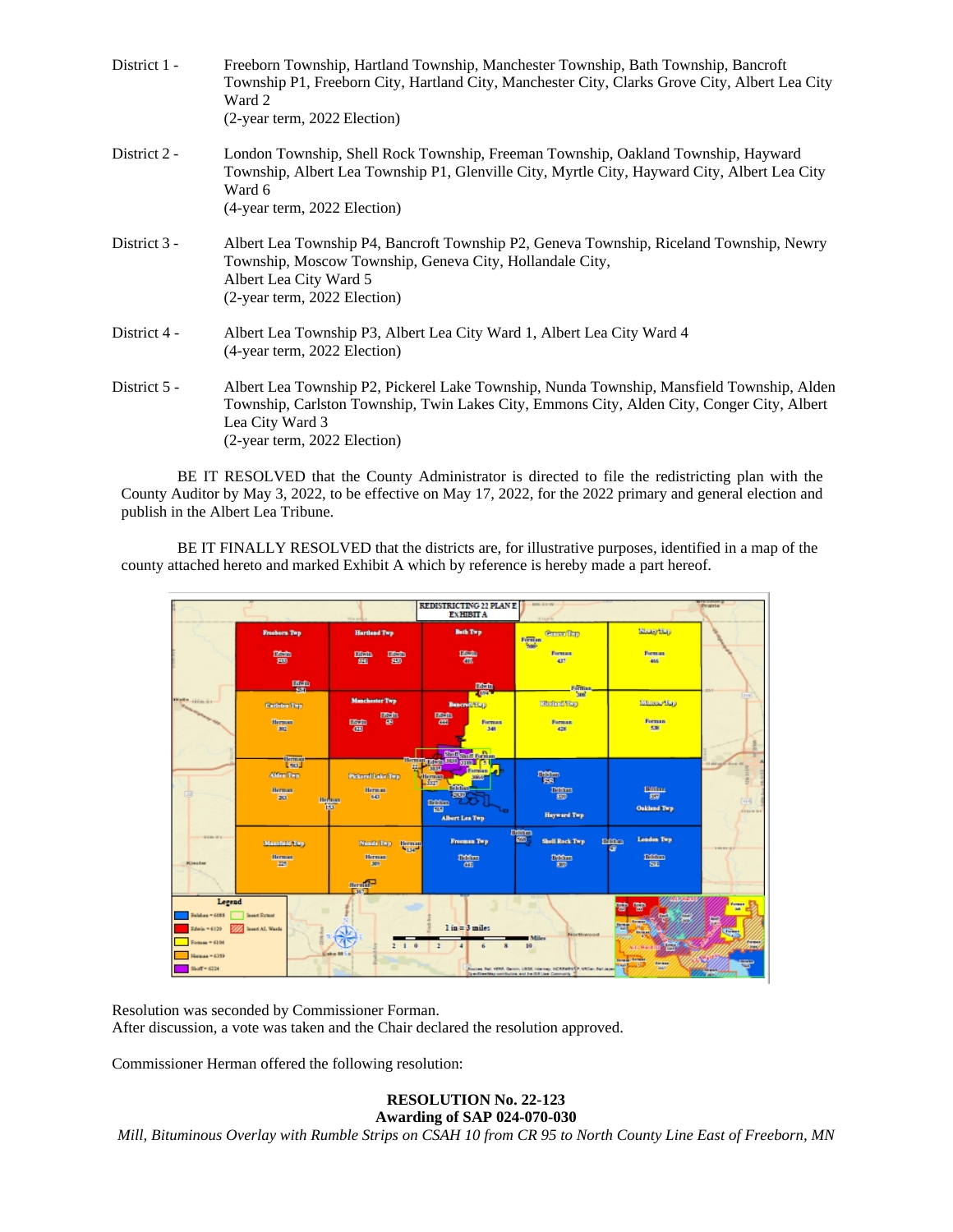District 1 - Freeborn Township, Hartland Township, Manchester Township, Bath Township, Bancroft Township P1, Freeborn City, Hartland City, Manchester City, Clarks Grove City, Albert Lea City Ward 2
(2-year term, 2022 Election)

District 2 - London Township, Shell Rock Township, Freeman Township, Oakland Township, Hayward Township, Albert Lea Township P1, Glenville City, Myrtle City, Hayward City, Albert Lea City Ward 6
(4-year term, 2022 Election)

District 3 - Albert Lea Township P4, Bancroft Township P2, Geneva Township, Riceland Township, Newry Township, Moscow Township, Geneva City, Hollandale City, Albert Lea City Ward 5
(2-year term, 2022 Election)

District 4 - Albert Lea Township P3, Albert Lea City Ward 1, Albert Lea City Ward 4
(4-year term, 2022 Election)

District 5 - Albert Lea Township P2, Pickerel Lake Township, Nunda Township, Mansfield Township, Alden Township, Carlston Township, Twin Lakes City, Emmons City, Alden City, Conger City, Albert Lea City Ward 3
(2-year term, 2022 Election)

BE IT RESOLVED that the County Administrator is directed to file the redistricting plan with the County Auditor by May 3, 2022, to be effective on May 17, 2022, for the 2022 primary and general election and publish in the Albert Lea Tribune.

BE IT FINALLY RESOLVED that the districts are, for illustrative purposes, identified in a map of the county attached hereto and marked Exhibit A which by reference is hereby made a part hereof.

REDISTRICTING 22 PLAN E
EXHIBIT A

Resolution was seconded by Commissioner Forman.
After discussion, a vote was taken and the Chair declared the resolution approved.

Commissioner Herman offered the following resolution:

**RESOLUTION No. 22-123**
**Awarding of SAP 024-070-030**
*Mill, Bituminous Overlay with Rumble Strips on CSAH 10 from CR 95 to North County Line East of Freeborn, MN*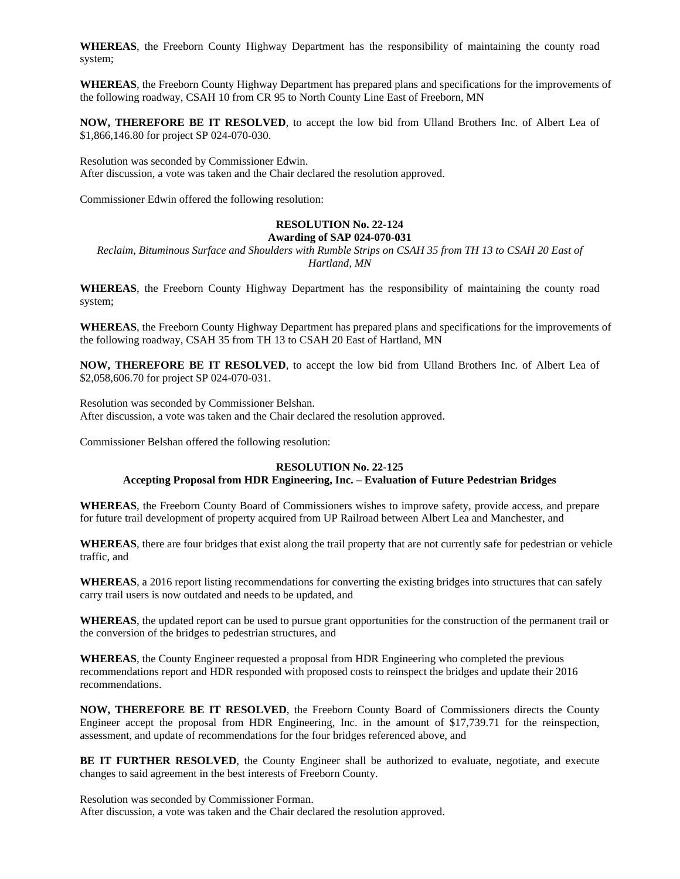**WHEREAS**, the Freeborn County Highway Department has the responsibility of maintaining the county road system;

**WHEREAS**, the Freeborn County Highway Department has prepared plans and specifications for the improvements of the following roadway, CSAH 10 from CR 95 to North County Line East of Freeborn, MN

**NOW, THEREFORE BE IT RESOLVED**, to accept the low bid from Ulland Brothers Inc. of Albert Lea of $1,866,146.80 for project SP 024-070-030.

Resolution was seconded by Commissioner Edwin.
After discussion, a vote was taken and the Chair declared the resolution approved.

Commissioner Edwin offered the following resolution:

**RESOLUTION No. 22-124**
**Awarding of SAP 024-070-031**
*Reclaim, Bituminous Surface and Shoulders with Rumble Strips on CSAH 35 from TH 13 to CSAH 20 East of Hartland, MN*

**WHEREAS**, the Freeborn County Highway Department has the responsibility of maintaining the county road system;

**WHEREAS**, the Freeborn County Highway Department has prepared plans and specifications for the improvements of the following roadway, CSAH 35 from TH 13 to CSAH 20 East of Hartland, MN

**NOW, THEREFORE BE IT RESOLVED**, to accept the low bid from Ulland Brothers Inc. of Albert Lea of $2,058,606.70 for project SP 024-070-031.

Resolution was seconded by Commissioner Belshan.
After discussion, a vote was taken and the Chair declared the resolution approved.

Commissioner Belshan offered the following resolution:

**RESOLUTION No. 22-125**
**Accepting Proposal from HDR Engineering, Inc. – Evaluation of Future Pedestrian Bridges**

**WHEREAS**, the Freeborn County Board of Commissioners wishes to improve safety, provide access, and prepare for future trail development of property acquired from UP Railroad between Albert Lea and Manchester, and

**WHEREAS**, there are four bridges that exist along the trail property that are not currently safe for pedestrian or vehicle traffic, and

**WHEREAS**, a 2016 report listing recommendations for converting the existing bridges into structures that can safely carry trail users is now outdated and needs to be updated, and

**WHEREAS**, the updated report can be used to pursue grant opportunities for the construction of the permanent trail or the conversion of the bridges to pedestrian structures, and

**WHEREAS**, the County Engineer requested a proposal from HDR Engineering who completed the previous recommendations report and HDR responded with proposed costs to reinspect the bridges and update their 2016 recommendations.

**NOW, THEREFORE BE IT RESOLVED**, the Freeborn County Board of Commissioners directs the County Engineer accept the proposal from HDR Engineering, Inc. in the amount of $17,739.71 for the reinspection, assessment, and update of recommendations for the four bridges referenced above, and

**BE IT FURTHER RESOLVED**, the County Engineer shall be authorized to evaluate, negotiate, and execute changes to said agreement in the best interests of Freeborn County.

Resolution was seconded by Commissioner Forman.
After discussion, a vote was taken and the Chair declared the resolution approved.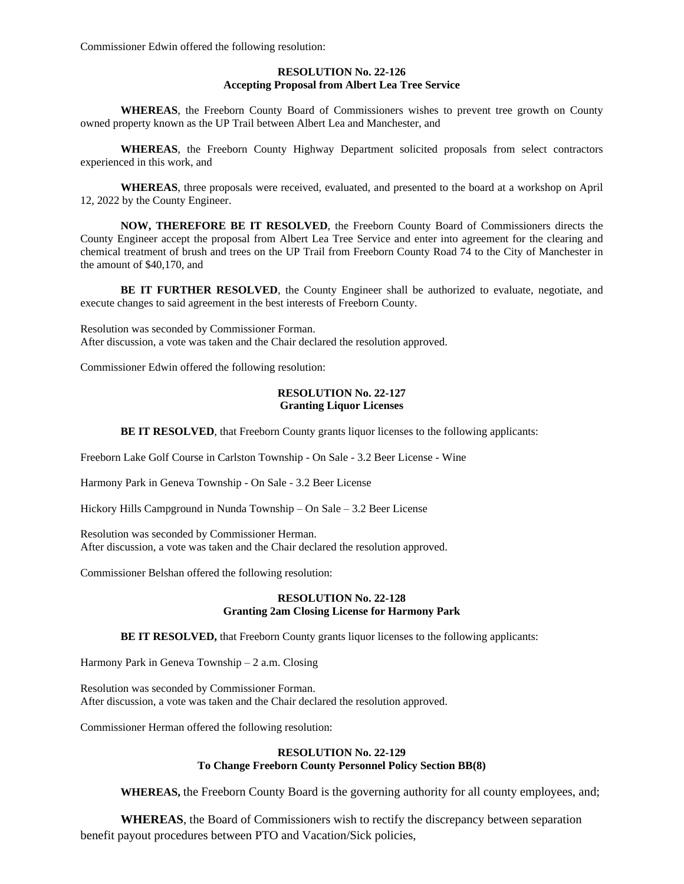Commissioner Edwin offered the following resolution:

**RESOLUTION No. 22-126**
**Accepting Proposal from Albert Lea Tree Service**

**WHEREAS**, the Freeborn County Board of Commissioners wishes to prevent tree growth on County owned property known as the UP Trail between Albert Lea and Manchester, and

**WHEREAS**, the Freeborn County Highway Department solicited proposals from select contractors experienced in this work, and

**WHEREAS**, three proposals were received, evaluated, and presented to the board at a workshop on April 12, 2022 by the County Engineer.

**NOW, THEREFORE BE IT RESOLVED**, the Freeborn County Board of Commissioners directs the County Engineer accept the proposal from Albert Lea Tree Service and enter into agreement for the clearing and chemical treatment of brush and trees on the UP Trail from Freeborn County Road 74 to the City of Manchester in the amount of $40,170, and

**BE IT FURTHER RESOLVED**, the County Engineer shall be authorized to evaluate, negotiate, and execute changes to said agreement in the best interests of Freeborn County.

Resolution was seconded by Commissioner Forman.
After discussion, a vote was taken and the Chair declared the resolution approved.

Commissioner Edwin offered the following resolution:

**RESOLUTION No. 22-127**
**Granting Liquor Licenses**

**BE IT RESOLVED**, that Freeborn County grants liquor licenses to the following applicants:

Freeborn Lake Golf Course in Carlston Township - On Sale - 3.2 Beer License - Wine

Harmony Park in Geneva Township - On Sale - 3.2 Beer License

Hickory Hills Campground in Nunda Township – On Sale – 3.2 Beer License

Resolution was seconded by Commissioner Herman.
After discussion, a vote was taken and the Chair declared the resolution approved.

Commissioner Belshan offered the following resolution:

**RESOLUTION No. 22-128**
**Granting 2am Closing License for Harmony Park**

**BE IT RESOLVED,** that Freeborn County grants liquor licenses to the following applicants:

Harmony Park in Geneva Township – 2 a.m. Closing

Resolution was seconded by Commissioner Forman.
After discussion, a vote was taken and the Chair declared the resolution approved.

Commissioner Herman offered the following resolution:

**RESOLUTION No. 22-129**
**To Change Freeborn County Personnel Policy Section BB(8)**

**WHEREAS,** the Freeborn County Board is the governing authority for all county employees, and;

**WHEREAS**, the Board of Commissioners wish to rectify the discrepancy between separation benefit payout procedures between PTO and Vacation/Sick policies,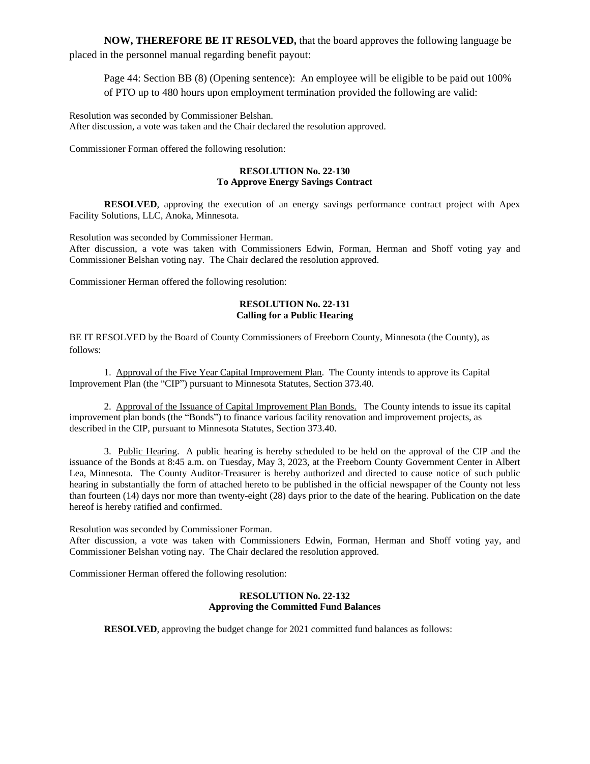**NOW, THEREFORE BE IT RESOLVED,** that the board approves the following language be placed in the personnel manual regarding benefit payout:

> Page 44: Section BB (8) (Opening sentence): An employee will be eligible to be paid out 100% of PTO up to 480 hours upon employment termination provided the following are valid:

Resolution was seconded by Commissioner Belshan.
After discussion, a vote was taken and the Chair declared the resolution approved.

Commissioner Forman offered the following resolution:

**RESOLUTION No. 22-130**
**To Approve Energy Savings Contract**

**RESOLVED**, approving the execution of an energy savings performance contract project with Apex Facility Solutions, LLC, Anoka, Minnesota.

Resolution was seconded by Commissioner Herman.
After discussion, a vote was taken with Commissioners Edwin, Forman, Herman and Shoff voting yay and Commissioner Belshan voting nay. The Chair declared the resolution approved.

Commissioner Herman offered the following resolution:

**RESOLUTION No. 22-131**
**Calling for a Public Hearing**

BE IT RESOLVED by the Board of County Commissioners of Freeborn County, Minnesota (the County), as follows:

1. Approval of the Five Year Capital Improvement Plan. The County intends to approve its Capital Improvement Plan (the "CIP") pursuant to Minnesota Statutes, Section 373.40.

2. Approval of the Issuance of Capital Improvement Plan Bonds. The County intends to issue its capital improvement plan bonds (the "Bonds") to finance various facility renovation and improvement projects, as described in the CIP, pursuant to Minnesota Statutes, Section 373.40.

3. Public Hearing. A public hearing is hereby scheduled to be held on the approval of the CIP and the issuance of the Bonds at 8:45 a.m. on Tuesday, May 3, 2023, at the Freeborn County Government Center in Albert Lea, Minnesota. The County Auditor-Treasurer is hereby authorized and directed to cause notice of such public hearing in substantially the form of attached hereto to be published in the official newspaper of the County not less than fourteen (14) days nor more than twenty-eight (28) days prior to the date of the hearing. Publication on the date hereof is hereby ratified and confirmed.

Resolution was seconded by Commissioner Forman.
After discussion, a vote was taken with Commissioners Edwin, Forman, Herman and Shoff voting yay, and Commissioner Belshan voting nay. The Chair declared the resolution approved.

Commissioner Herman offered the following resolution:

**RESOLUTION No. 22-132**
**Approving the Committed Fund Balances**

**RESOLVED**, approving the budget change for 2021 committed fund balances as follows: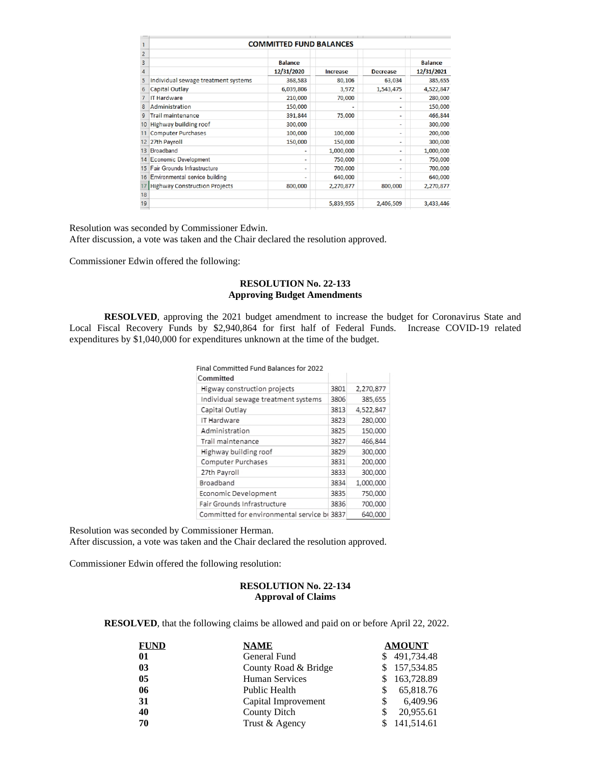| | COMMITTED FUND BALANCES | | | | |
|---|---|---|---|---|---|
| 1 | | | | | |
| 2 | | | | | |
| 3 | | Balance | | | Balance |
| 4 | | 12/31/2020 | Increase | Decrease | 12/31/2021 |
| 5 | Individual sewage treatment systems | 368,583 | 80,106 | 63,034 | 385,655 |
| 6 | Capital Outlay | 6,039,806 | 3,972 | 1,543,475 | 4,522,847 |
| 7 | IT Hardware | 210,000 | 70,000 | - | 280,000 |
| 8 | Administration | 150,000 | - | - | 150,000 |
| 9 | Trail maintenance | 391,844 | 75,000 | - | 466,844 |
| 10 | Highway building roof | 300,000 | | - | 300,000 |
| 11 | Computer Purchases | 100,000 | 100,000 | - | 200,000 |
| 12 | 27th Payroll | 150,000 | 150,000 | - | 300,000 |
| 13 | Broadband | - | 1,000,000 | - | 1,000,000 |
| 14 | Economic Development | - | 750,000 | - | 750,000 |
| 15 | Fair Grounds Infrastructure | - | 700,000 | - | 700,000 |
| 16 | Environmental service building | - | 640,000 | - | 640,000 |
| 17 | Highway Construction Projects | 800,000 | 2,270,877 | 800,000 | 2,270,877 |
| 18 | | | | | |
| 19 | | | 5,839,955 | 2,406,509 | 3,433,446 |

Resolution was seconded by Commissioner Edwin.
After discussion, a vote was taken and the Chair declared the resolution approved.

Commissioner Edwin offered the following:

**RESOLUTION No. 22-133**
**Approving Budget Amendments**

**RESOLVED**, approving the 2021 budget amendment to increase the budget for Coronavirus State and Local Fiscal Recovery Funds by $2,940,864 for first half of Federal Funds. Increase COVID-19 related expenditures by $1,040,000 for expenditures unknown at the time of the budget.

| Final Committed Fund Balances for 2022 | | |
|---|---|---|
| Committed | | |
| Higway construction projects | 3801 | 2,270,877 |
| Individual sewage treatment systems | 3806 | 385,655 |
| Capital Outlay | 3813 | 4,522,847 |
| IT Hardware | 3823 | 280,000 |
| Administration | 3825 | 150,000 |
| Trail maintenance | 3827 | 466,844 |
| Highway building roof | 3829 | 300,000 |
| Computer Purchases | 3831 | 200,000 |
| 27th Payroll | 3833 | 300,000 |
| Broadband | 3834 | 1,000,000 |
| Economic Development | 3835 | 750,000 |
| Fair Grounds Infrastructure | 3836 | 700,000 |
| Committed for environmental service b | 3837 | 640,000 |

Resolution was seconded by Commissioner Herman.
After discussion, a vote was taken and the Chair declared the resolution approved.

Commissioner Edwin offered the following resolution:

**RESOLUTION No. 22-134**
**Approval of Claims**

**RESOLVED**, that the following claims be allowed and paid on or before April 22, 2022.

| FUND | NAME | AMOUNT |
|---|---|---|
| **01** | General Fund | $ 491,734.48 |
| **03** | County Road & Bridge | $ 157,534.85 |
| **05** | Human Services | $ 163,728.89 |
| **06** | Public Health | $ 65,818.76 |
| **31** | Capital Improvement | $ 6,409.96 |
| **40** | County Ditch | $ 20,955.61 |
| **70** | Trust & Agency | $ 141,514.61 |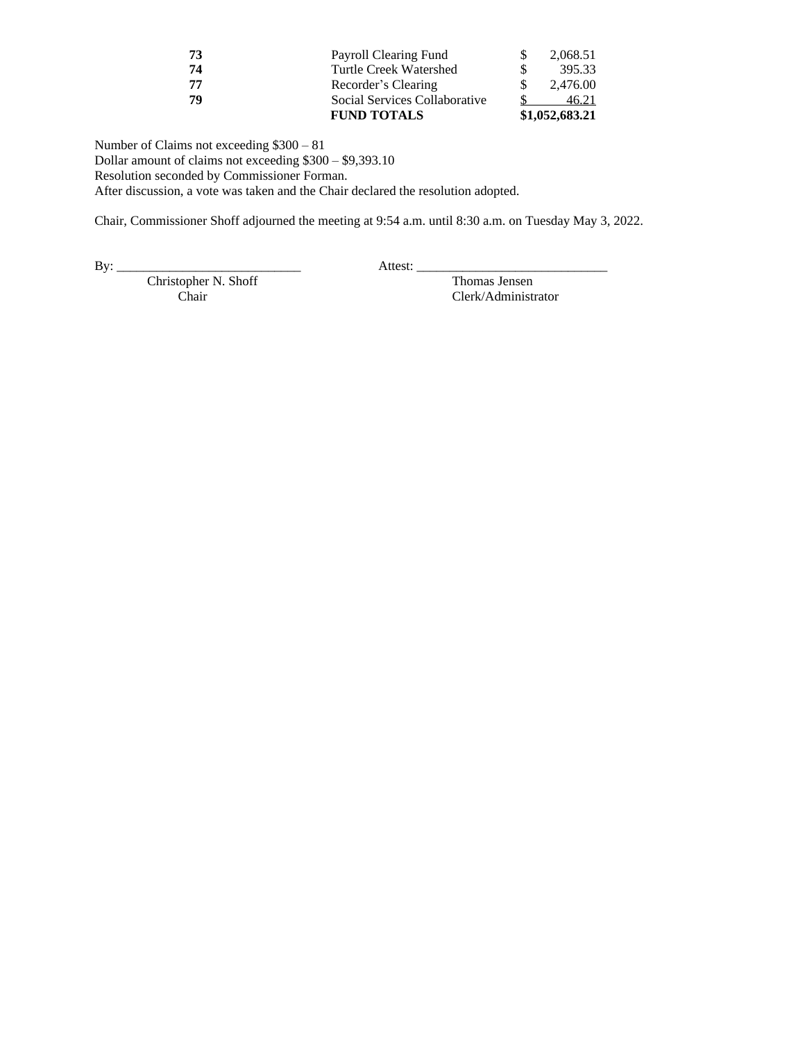| | | |
|---|---|---|
| **73** | Payroll Clearing Fund | $ 2,068.51 |
| **74** | Turtle Creek Watershed | $ 395.33 |
| **77** | Recorder's Clearing | $ 2,476.00 |
| **79** | Social Services Collaborative | $ 46.21 |
| | **FUND TOTALS** | **$1,052,683.21** |

Number of Claims not exceeding $300 – 81
Dollar amount of claims not exceeding $300 – $9,393.10
Resolution seconded by Commissioner Forman.
After discussion, a vote was taken and the Chair declared the resolution adopted.

Chair, Commissioner Shoff adjourned the meeting at 9:54 a.m. until 8:30 a.m. on Tuesday May 3, 2022.

By: ____________________________
Christopher N. Shoff
Chair

Attest: ____________________________
Thomas Jensen
Clerk/Administrator